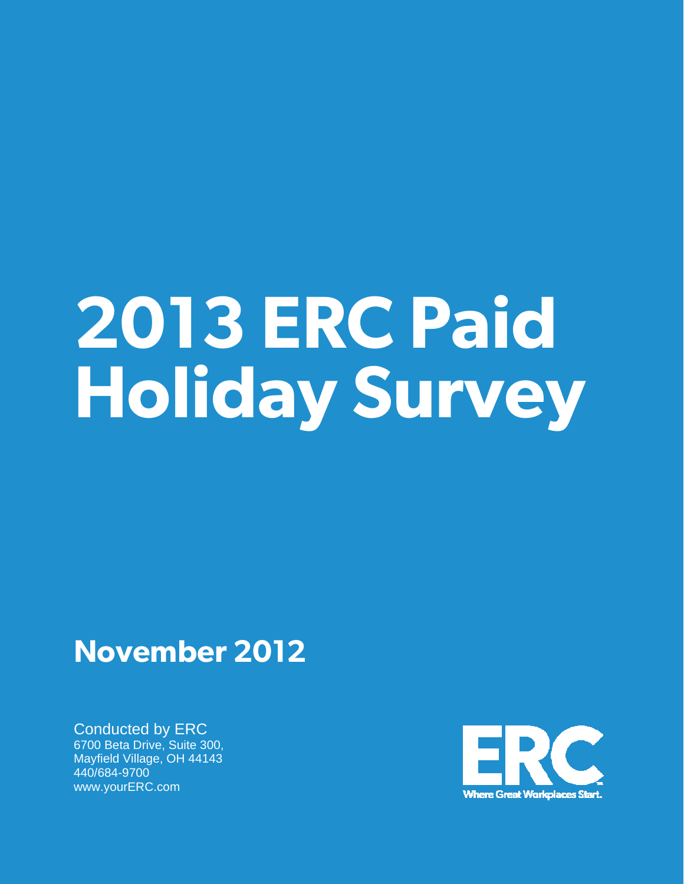# 2013 ERC Paid Holiday Survey

## November 2012

Conducted by ERC
6700 Beta Drive, Suite 300,
Mayfield Village, OH 44143
440/684-9700
www.yourERC.com

ERC
Where Great Workplaces Start.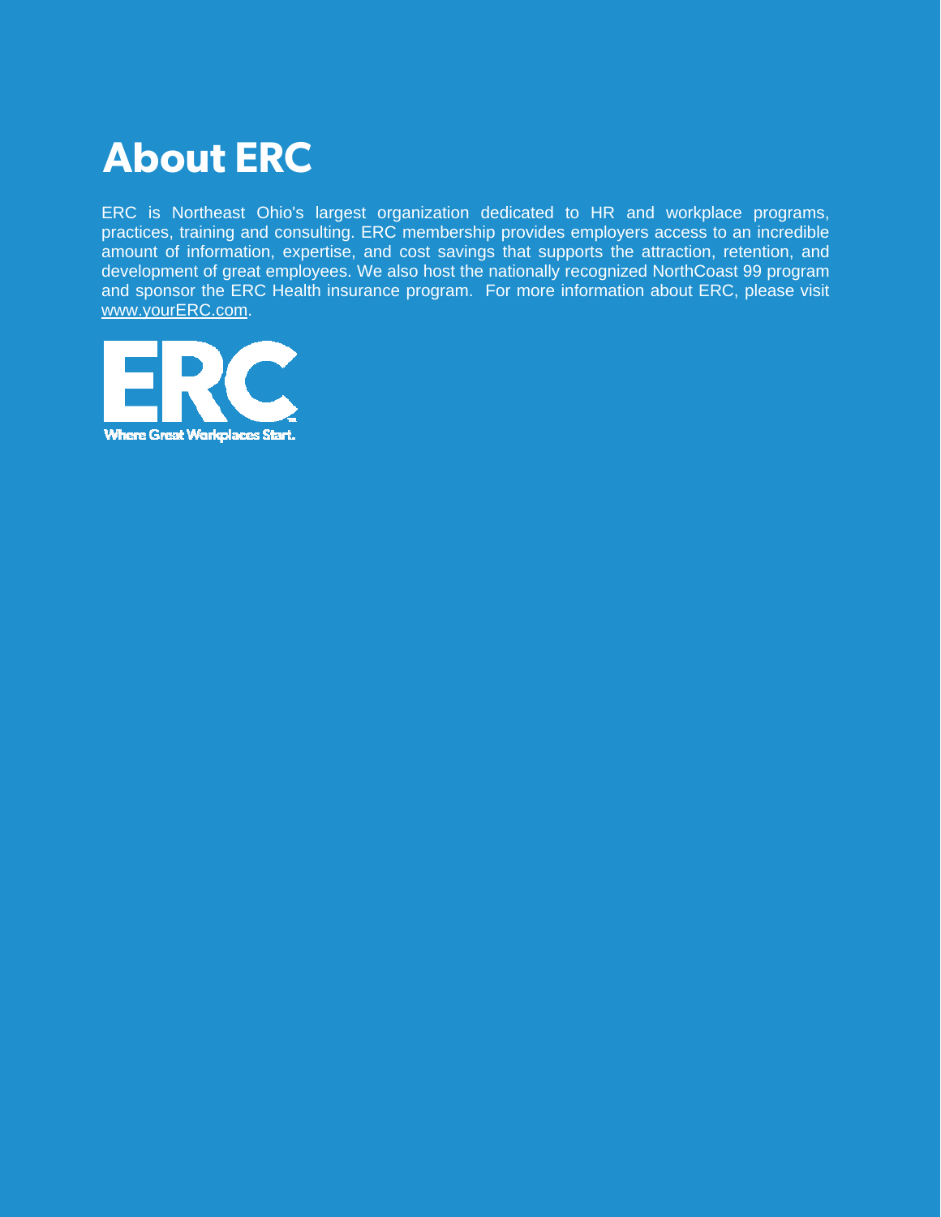# About ERC

ERC is Northeast Ohio's largest organization dedicated to HR and workplace programs, practices, training and consulting. ERC membership provides employers access to an incredible amount of information, expertise, and cost savings that supports the attraction, retention, and development of great employees. We also host the nationally recognized NorthCoast 99 program and sponsor the ERC Health insurance program. For more information about ERC, please visit www.yourERC.com.

ERC

Where Great Workplaces Start.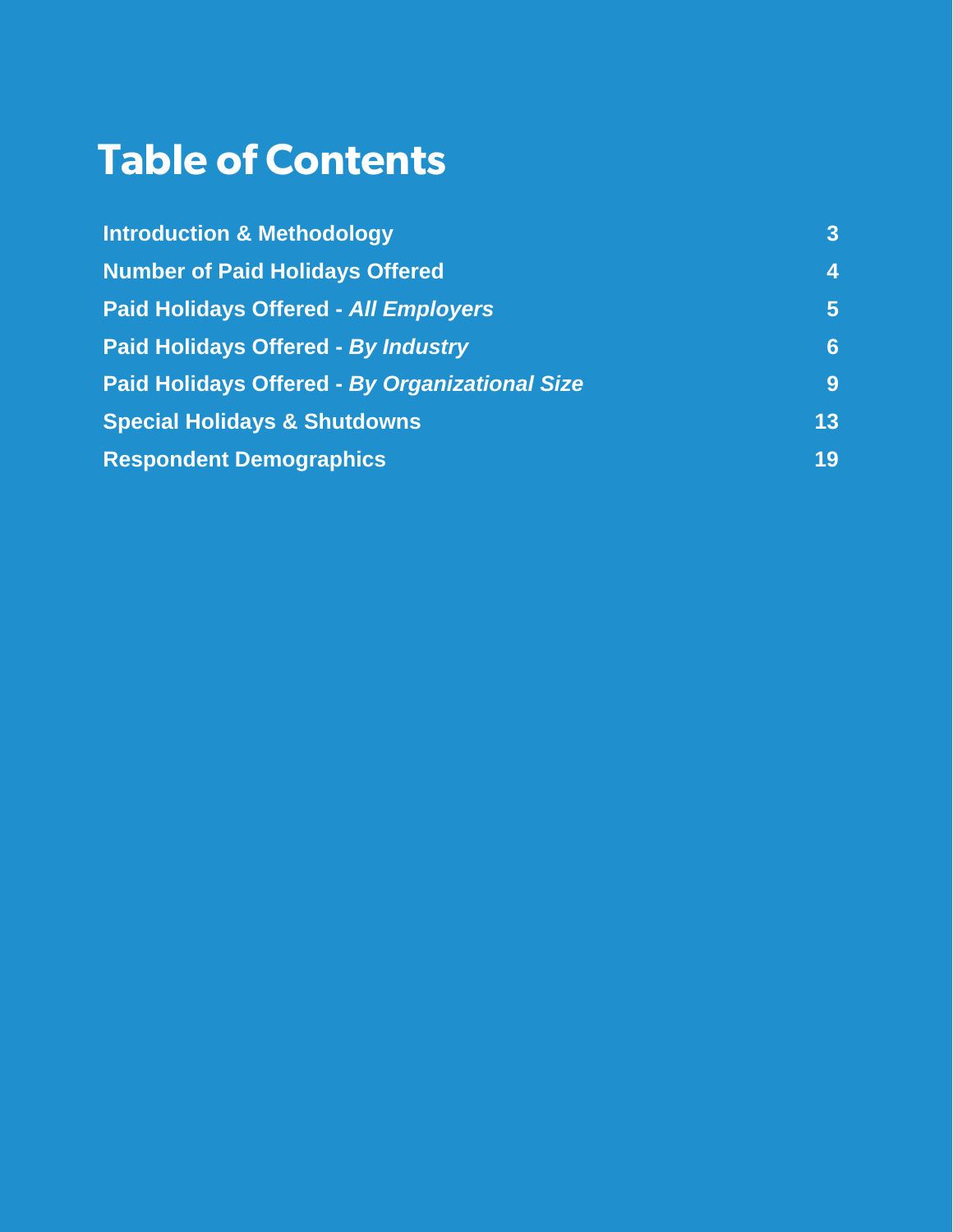# Table of Contents

| | |
|---|---|
| **Introduction & Methodology** | **3** |
| **Number of Paid Holidays Offered** | **4** |
| **Paid Holidays Offered - *All Employers*** | **5** |
| **Paid Holidays Offered - *By Industry*** | **6** |
| **Paid Holidays Offered - *By Organizational Size*** | **9** |
| **Special Holidays & Shutdowns** | **13** |
| **Respondent Demographics** | **19** |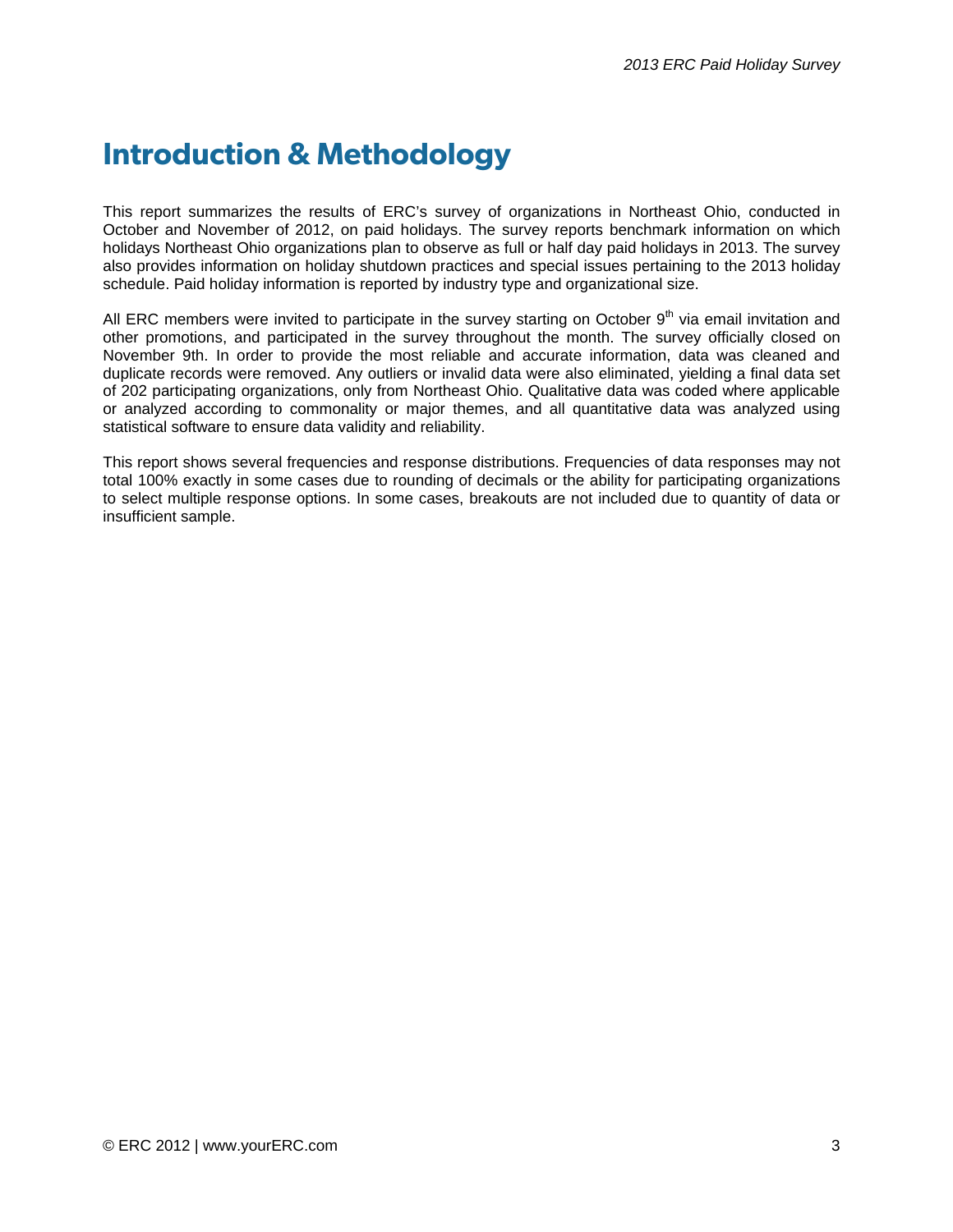# Introduction & Methodology

This report summarizes the results of ERC's survey of organizations in Northeast Ohio, conducted in October and November of 2012, on paid holidays. The survey reports benchmark information on which holidays Northeast Ohio organizations plan to observe as full or half day paid holidays in 2013. The survey also provides information on holiday shutdown practices and special issues pertaining to the 2013 holiday schedule. Paid holiday information is reported by industry type and organizational size.

All ERC members were invited to participate in the survey starting on October 9th via email invitation and other promotions, and participated in the survey throughout the month. The survey officially closed on November 9th. In order to provide the most reliable and accurate information, data was cleaned and duplicate records were removed. Any outliers or invalid data were also eliminated, yielding a final data set of 202 participating organizations, only from Northeast Ohio. Qualitative data was coded where applicable or analyzed according to commonality or major themes, and all quantitative data was analyzed using statistical software to ensure data validity and reliability.

This report shows several frequencies and response distributions. Frequencies of data responses may not total 100% exactly in some cases due to rounding of decimals or the ability for participating organizations to select multiple response options. In some cases, breakouts are not included due to quantity of data or insufficient sample.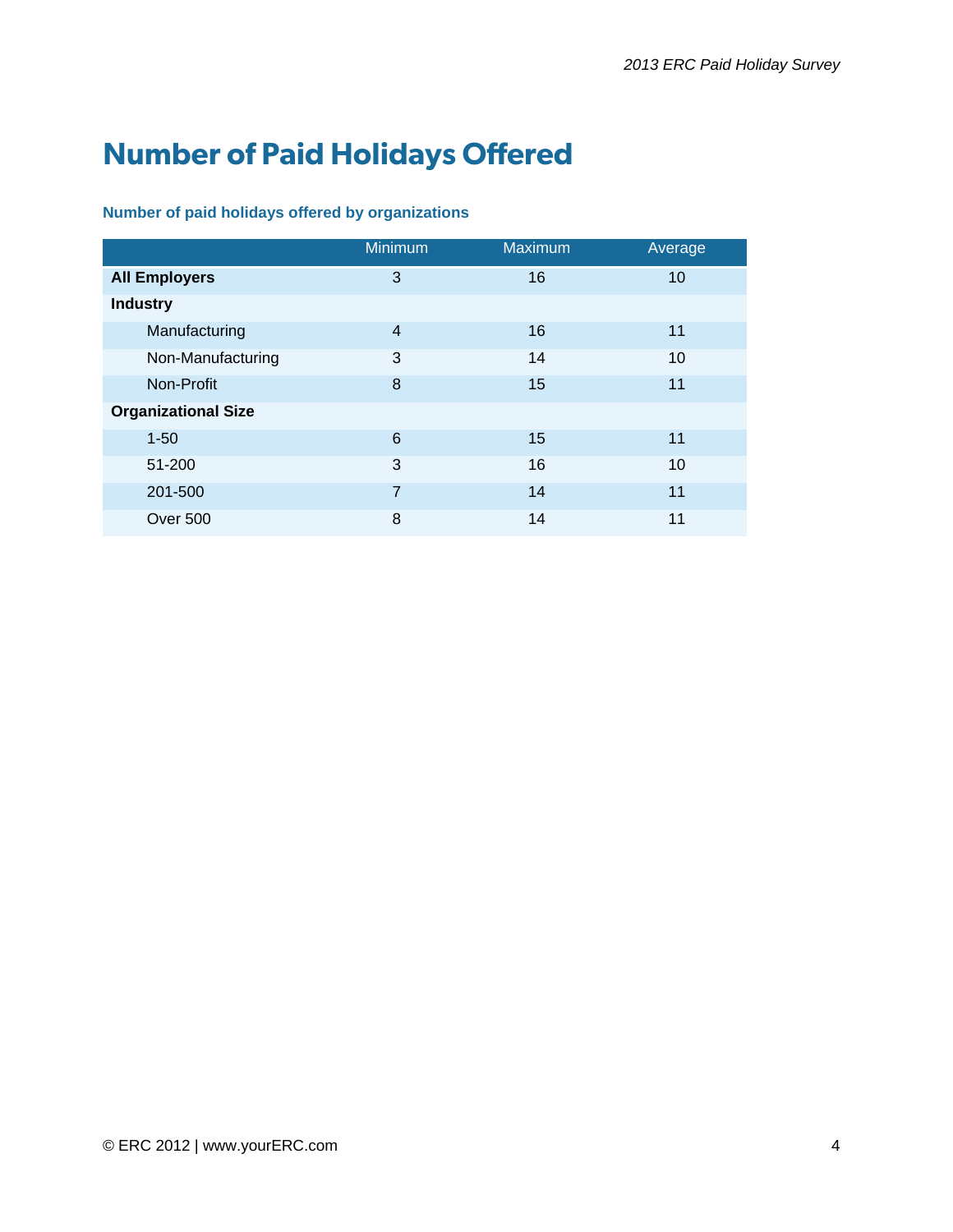# Number of Paid Holidays Offered

**Number of paid holidays offered by organizations**

| | Minimum | Maximum | Average |
|---|---|---|---|
| **All Employers** | 3 | 16 | 10 |
| **Industry** | | | |
| Manufacturing | 4 | 16 | 11 |
| Non-Manufacturing | 3 | 14 | 10 |
| Non-Profit | 8 | 15 | 11 |
| **Organizational Size** | | | |
| 1-50 | 6 | 15 | 11 |
| 51-200 | 3 | 16 | 10 |
| 201-500 | 7 | 14 | 11 |
| Over 500 | 8 | 14 | 11 |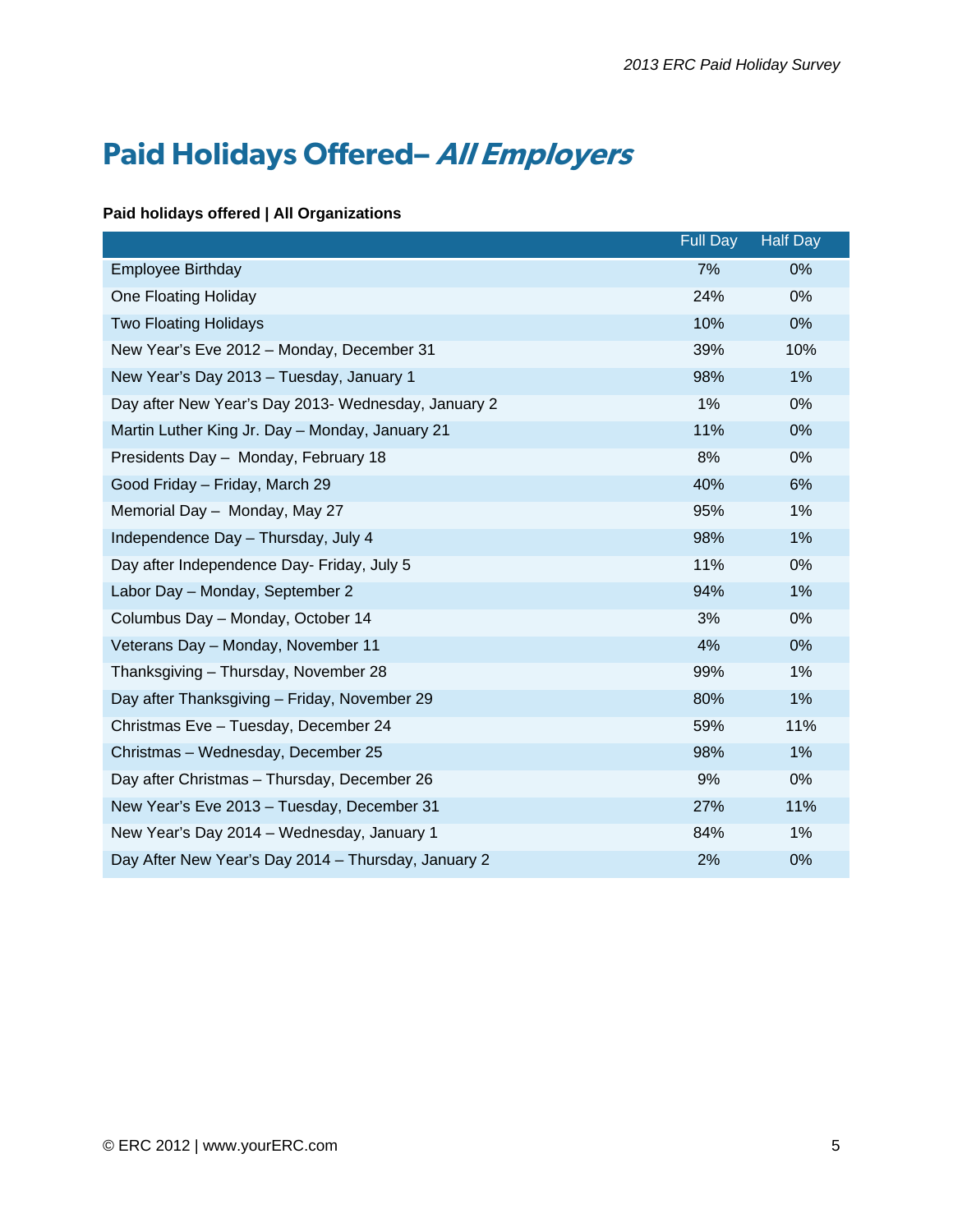# Paid Holidays Offered– *All Employers*

**Paid holidays offered | All Organizations**

| | Full Day | Half Day |
|---|---|---|
| Employee Birthday | 7% | 0% |
| One Floating Holiday | 24% | 0% |
| Two Floating Holidays | 10% | 0% |
| New Year's Eve 2012 – Monday, December 31 | 39% | 10% |
| New Year's Day 2013 – Tuesday, January 1 | 98% | 1% |
| Day after New Year's Day 2013- Wednesday, January 2 | 1% | 0% |
| Martin Luther King Jr. Day – Monday, January 21 | 11% | 0% |
| Presidents Day – Monday, February 18 | 8% | 0% |
| Good Friday – Friday, March 29 | 40% | 6% |
| Memorial Day – Monday, May 27 | 95% | 1% |
| Independence Day – Thursday, July 4 | 98% | 1% |
| Day after Independence Day- Friday, July 5 | 11% | 0% |
| Labor Day – Monday, September 2 | 94% | 1% |
| Columbus Day – Monday, October 14 | 3% | 0% |
| Veterans Day – Monday, November 11 | 4% | 0% |
| Thanksgiving – Thursday, November 28 | 99% | 1% |
| Day after Thanksgiving – Friday, November 29 | 80% | 1% |
| Christmas Eve – Tuesday, December 24 | 59% | 11% |
| Christmas – Wednesday, December 25 | 98% | 1% |
| Day after Christmas – Thursday, December 26 | 9% | 0% |
| New Year's Eve 2013 – Tuesday, December 31 | 27% | 11% |
| New Year's Day 2014 – Wednesday, January 1 | 84% | 1% |
| Day After New Year's Day 2014 – Thursday, January 2 | 2% | 0% |

© ERC 2012 | www.yourERC.com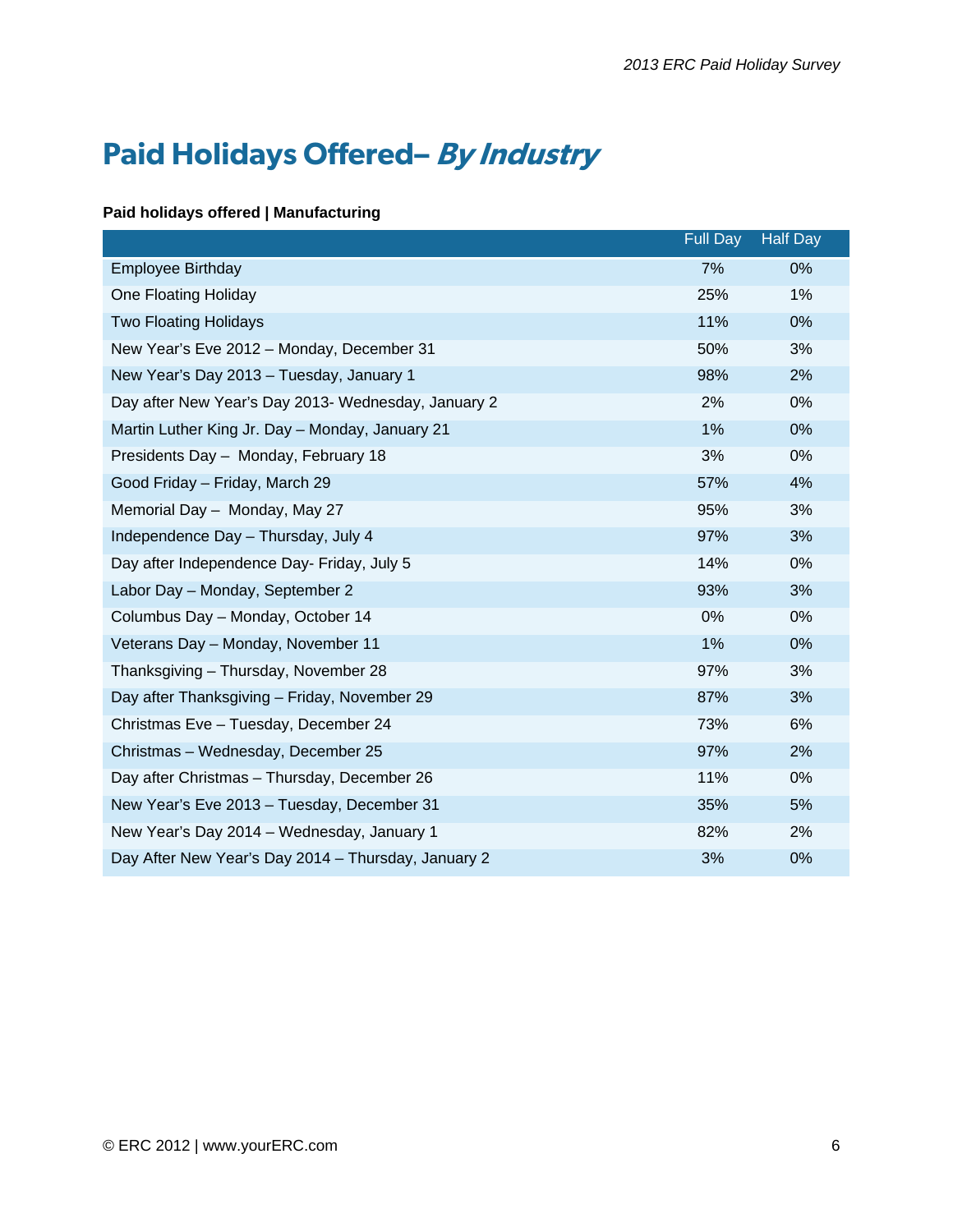# Paid Holidays Offered– *By Industry*

**Paid holidays offered | Manufacturing**

| | Full Day | Half Day |
|---|---|---|
| Employee Birthday | 7% | 0% |
| One Floating Holiday | 25% | 1% |
| Two Floating Holidays | 11% | 0% |
| New Year's Eve 2012 – Monday, December 31 | 50% | 3% |
| New Year's Day 2013 – Tuesday, January 1 | 98% | 2% |
| Day after New Year's Day 2013- Wednesday, January 2 | 2% | 0% |
| Martin Luther King Jr. Day – Monday, January 21 | 1% | 0% |
| Presidents Day – Monday, February 18 | 3% | 0% |
| Good Friday – Friday, March 29 | 57% | 4% |
| Memorial Day – Monday, May 27 | 95% | 3% |
| Independence Day – Thursday, July 4 | 97% | 3% |
| Day after Independence Day- Friday, July 5 | 14% | 0% |
| Labor Day – Monday, September 2 | 93% | 3% |
| Columbus Day – Monday, October 14 | 0% | 0% |
| Veterans Day – Monday, November 11 | 1% | 0% |
| Thanksgiving – Thursday, November 28 | 97% | 3% |
| Day after Thanksgiving – Friday, November 29 | 87% | 3% |
| Christmas Eve – Tuesday, December 24 | 73% | 6% |
| Christmas – Wednesday, December 25 | 97% | 2% |
| Day after Christmas – Thursday, December 26 | 11% | 0% |
| New Year's Eve 2013 – Tuesday, December 31 | 35% | 5% |
| New Year's Day 2014 – Wednesday, January 1 | 82% | 2% |
| Day After New Year's Day 2014 – Thursday, January 2 | 3% | 0% |

© ERC 2012 | www.yourERC.com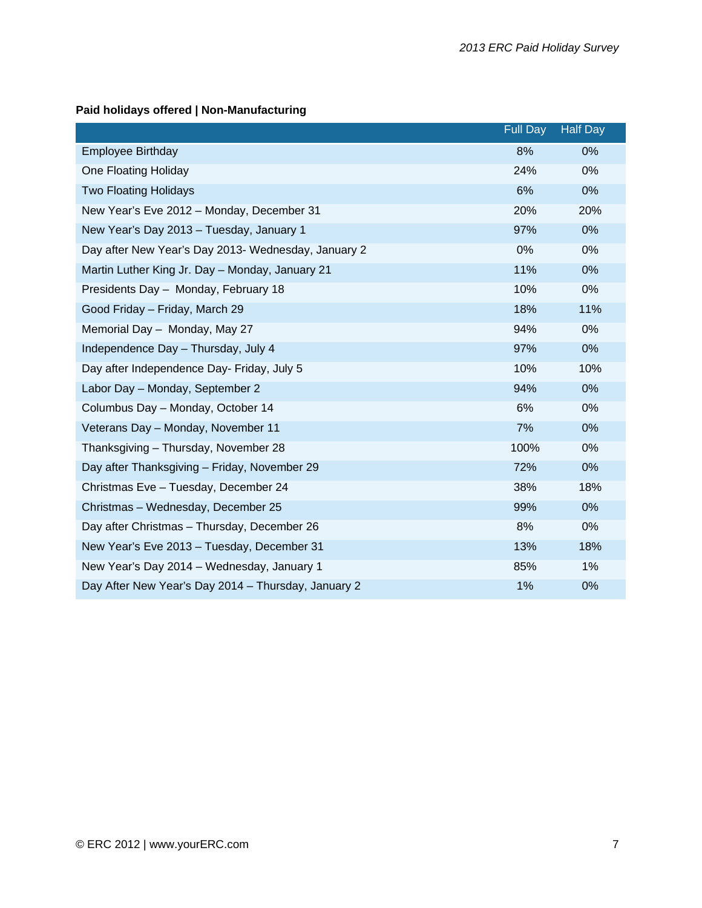**Paid holidays offered | Non-Manufacturing**

| | Full Day | Half Day |
|---|---|---|
| Employee Birthday | 8% | 0% |
| One Floating Holiday | 24% | 0% |
| Two Floating Holidays | 6% | 0% |
| New Year's Eve 2012 – Monday, December 31 | 20% | 20% |
| New Year's Day 2013 – Tuesday, January 1 | 97% | 0% |
| Day after New Year's Day 2013- Wednesday, January 2 | 0% | 0% |
| Martin Luther King Jr. Day – Monday, January 21 | 11% | 0% |
| Presidents Day – Monday, February 18 | 10% | 0% |
| Good Friday – Friday, March 29 | 18% | 11% |
| Memorial Day – Monday, May 27 | 94% | 0% |
| Independence Day – Thursday, July 4 | 97% | 0% |
| Day after Independence Day- Friday, July 5 | 10% | 10% |
| Labor Day – Monday, September 2 | 94% | 0% |
| Columbus Day – Monday, October 14 | 6% | 0% |
| Veterans Day – Monday, November 11 | 7% | 0% |
| Thanksgiving – Thursday, November 28 | 100% | 0% |
| Day after Thanksgiving – Friday, November 29 | 72% | 0% |
| Christmas Eve – Tuesday, December 24 | 38% | 18% |
| Christmas – Wednesday, December 25 | 99% | 0% |
| Day after Christmas – Thursday, December 26 | 8% | 0% |
| New Year's Eve 2013 – Tuesday, December 31 | 13% | 18% |
| New Year's Day 2014 – Wednesday, January 1 | 85% | 1% |
| Day After New Year's Day 2014 – Thursday, January 2 | 1% | 0% |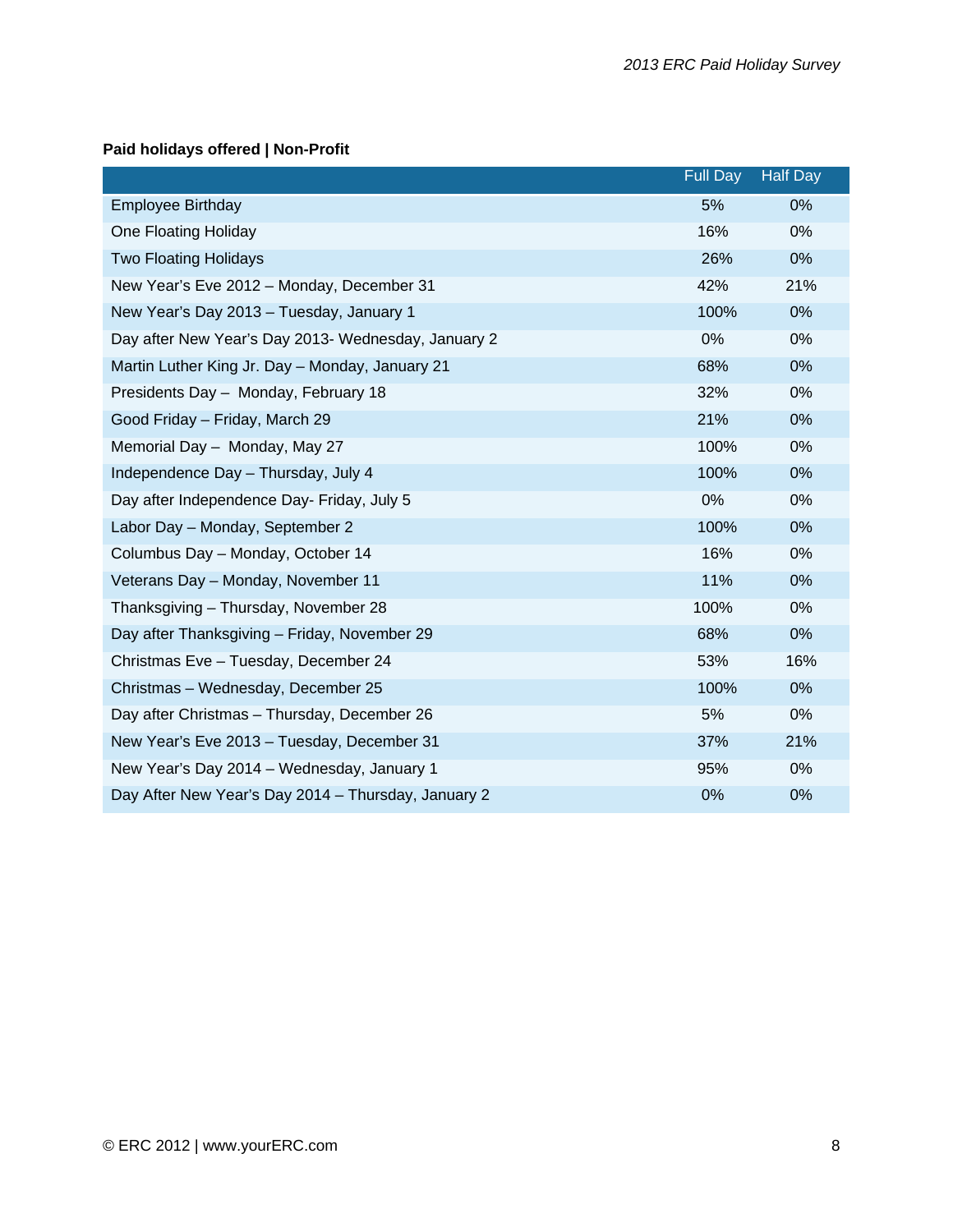**Paid holidays offered | Non-Profit**

| | Full Day | Half Day |
|---|---|---|
| Employee Birthday | 5% | 0% |
| One Floating Holiday | 16% | 0% |
| Two Floating Holidays | 26% | 0% |
| New Year's Eve 2012 – Monday, December 31 | 42% | 21% |
| New Year's Day 2013 – Tuesday, January 1 | 100% | 0% |
| Day after New Year's Day 2013- Wednesday, January 2 | 0% | 0% |
| Martin Luther King Jr. Day – Monday, January 21 | 68% | 0% |
| Presidents Day – Monday, February 18 | 32% | 0% |
| Good Friday – Friday, March 29 | 21% | 0% |
| Memorial Day – Monday, May 27 | 100% | 0% |
| Independence Day – Thursday, July 4 | 100% | 0% |
| Day after Independence Day- Friday, July 5 | 0% | 0% |
| Labor Day – Monday, September 2 | 100% | 0% |
| Columbus Day – Monday, October 14 | 16% | 0% |
| Veterans Day – Monday, November 11 | 11% | 0% |
| Thanksgiving – Thursday, November 28 | 100% | 0% |
| Day after Thanksgiving – Friday, November 29 | 68% | 0% |
| Christmas Eve – Tuesday, December 24 | 53% | 16% |
| Christmas – Wednesday, December 25 | 100% | 0% |
| Day after Christmas – Thursday, December 26 | 5% | 0% |
| New Year's Eve 2013 – Tuesday, December 31 | 37% | 21% |
| New Year's Day 2014 – Wednesday, January 1 | 95% | 0% |
| Day After New Year's Day 2014 – Thursday, January 2 | 0% | 0% |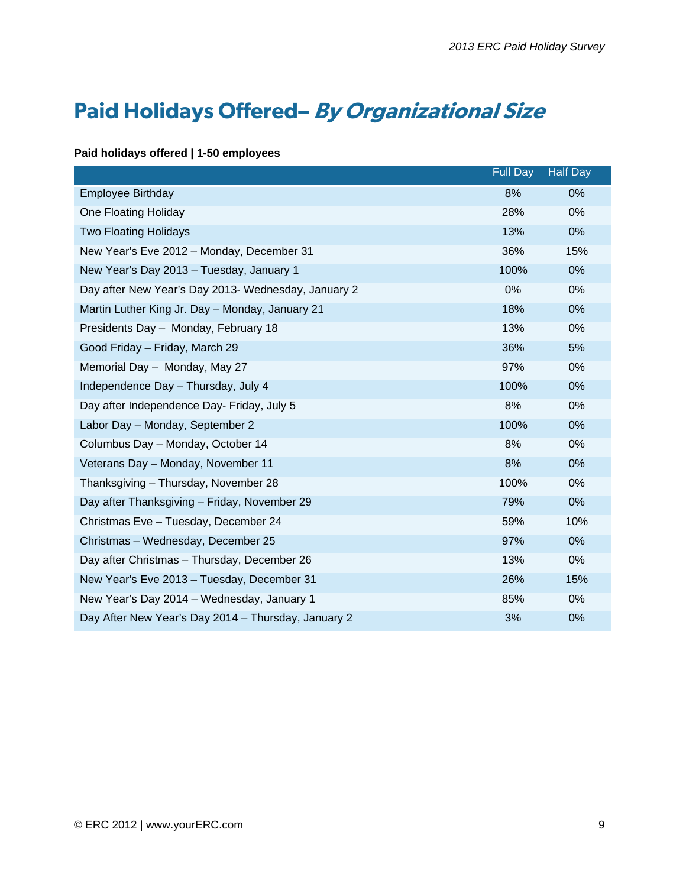# Paid Holidays Offered– *By Organizational Size*

**Paid holidays offered | 1-50 employees**

| | Full Day | Half Day |
|---|---|---|
| Employee Birthday | 8% | 0% |
| One Floating Holiday | 28% | 0% |
| Two Floating Holidays | 13% | 0% |
| New Year's Eve 2012 – Monday, December 31 | 36% | 15% |
| New Year's Day 2013 – Tuesday, January 1 | 100% | 0% |
| Day after New Year's Day 2013- Wednesday, January 2 | 0% | 0% |
| Martin Luther King Jr. Day – Monday, January 21 | 18% | 0% |
| Presidents Day – Monday, February 18 | 13% | 0% |
| Good Friday – Friday, March 29 | 36% | 5% |
| Memorial Day – Monday, May 27 | 97% | 0% |
| Independence Day – Thursday, July 4 | 100% | 0% |
| Day after Independence Day- Friday, July 5 | 8% | 0% |
| Labor Day – Monday, September 2 | 100% | 0% |
| Columbus Day – Monday, October 14 | 8% | 0% |
| Veterans Day – Monday, November 11 | 8% | 0% |
| Thanksgiving – Thursday, November 28 | 100% | 0% |
| Day after Thanksgiving – Friday, November 29 | 79% | 0% |
| Christmas Eve – Tuesday, December 24 | 59% | 10% |
| Christmas – Wednesday, December 25 | 97% | 0% |
| Day after Christmas – Thursday, December 26 | 13% | 0% |
| New Year's Eve 2013 – Tuesday, December 31 | 26% | 15% |
| New Year's Day 2014 – Wednesday, January 1 | 85% | 0% |
| Day After New Year's Day 2014 – Thursday, January 2 | 3% | 0% |

© ERC 2012 | www.yourERC.com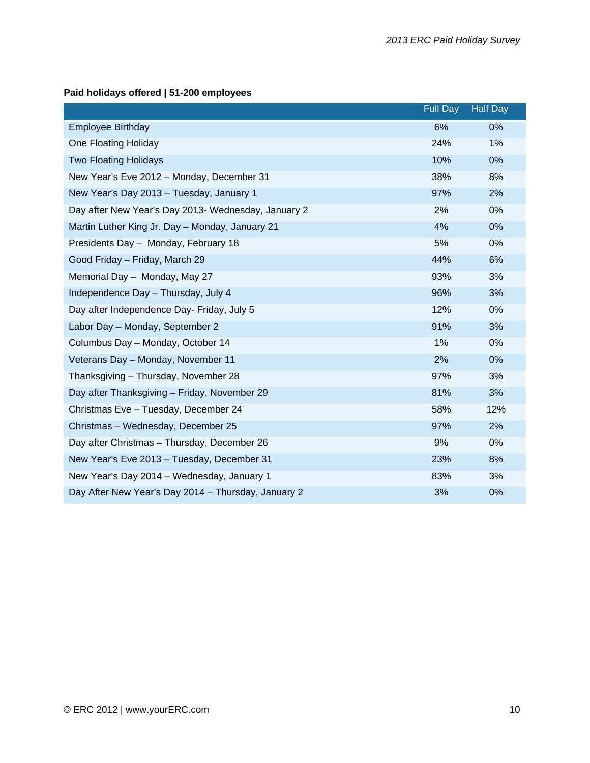**Paid holidays offered | 51-200 employees**

| | Full Day | Half Day |
|---|---|---|
| Employee Birthday | 6% | 0% |
| One Floating Holiday | 24% | 1% |
| Two Floating Holidays | 10% | 0% |
| New Year's Eve 2012 – Monday, December 31 | 38% | 8% |
| New Year's Day 2013 – Tuesday, January 1 | 97% | 2% |
| Day after New Year's Day 2013- Wednesday, January 2 | 2% | 0% |
| Martin Luther King Jr. Day – Monday, January 21 | 4% | 0% |
| Presidents Day – Monday, February 18 | 5% | 0% |
| Good Friday – Friday, March 29 | 44% | 6% |
| Memorial Day – Monday, May 27 | 93% | 3% |
| Independence Day – Thursday, July 4 | 96% | 3% |
| Day after Independence Day- Friday, July 5 | 12% | 0% |
| Labor Day – Monday, September 2 | 91% | 3% |
| Columbus Day – Monday, October 14 | 1% | 0% |
| Veterans Day – Monday, November 11 | 2% | 0% |
| Thanksgiving – Thursday, November 28 | 97% | 3% |
| Day after Thanksgiving – Friday, November 29 | 81% | 3% |
| Christmas Eve – Tuesday, December 24 | 58% | 12% |
| Christmas – Wednesday, December 25 | 97% | 2% |
| Day after Christmas – Thursday, December 26 | 9% | 0% |
| New Year's Eve 2013 – Tuesday, December 31 | 23% | 8% |
| New Year's Day 2014 – Wednesday, January 1 | 83% | 3% |
| Day After New Year's Day 2014 – Thursday, January 2 | 3% | 0% |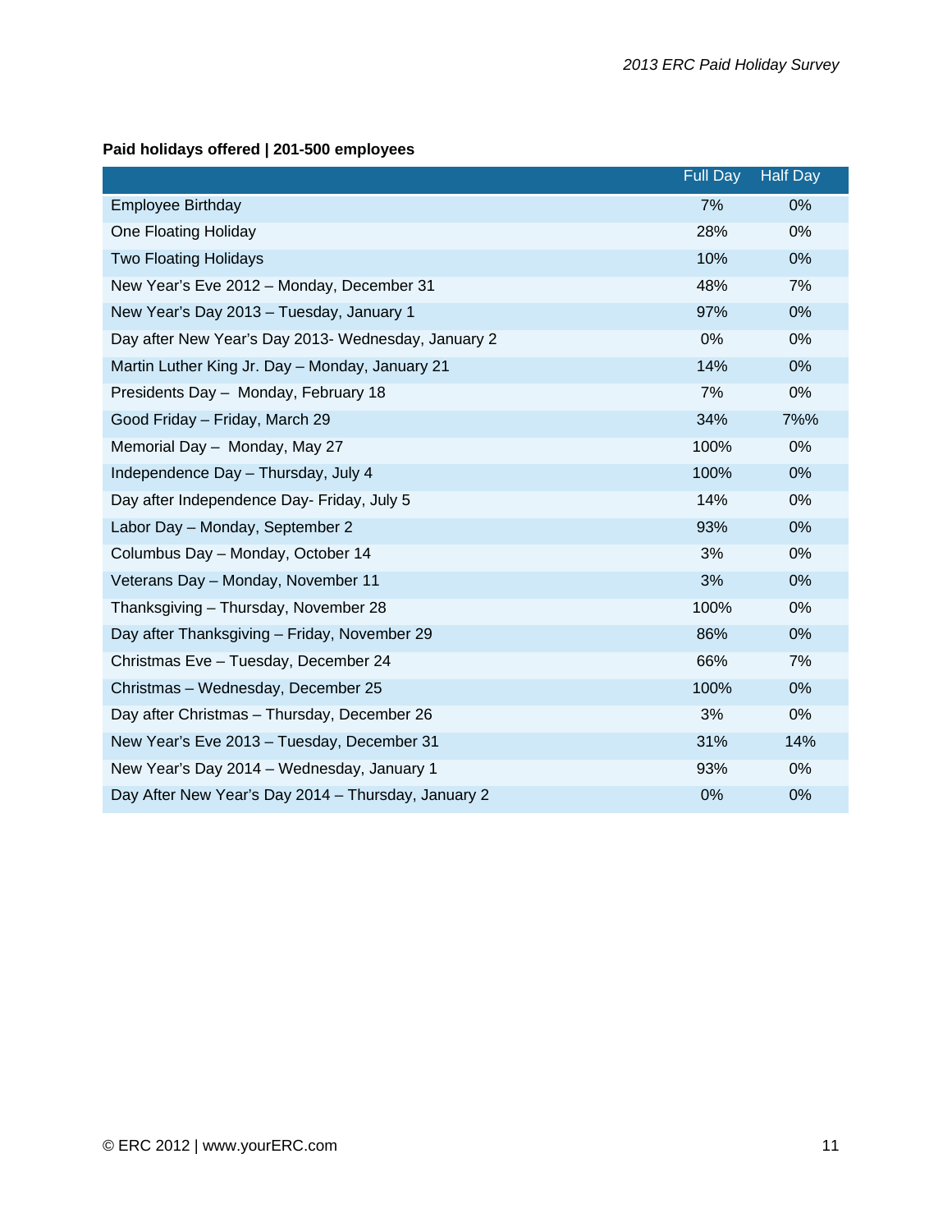**Paid holidays offered | 201-500 employees**

| | Full Day | Half Day |
|---|---|---|
| Employee Birthday | 7% | 0% |
| One Floating Holiday | 28% | 0% |
| Two Floating Holidays | 10% | 0% |
| New Year's Eve 2012 – Monday, December 31 | 48% | 7% |
| New Year's Day 2013 – Tuesday, January 1 | 97% | 0% |
| Day after New Year's Day 2013- Wednesday, January 2 | 0% | 0% |
| Martin Luther King Jr. Day – Monday, January 21 | 14% | 0% |
| Presidents Day – Monday, February 18 | 7% | 0% |
| Good Friday – Friday, March 29 | 34% | 7%% |
| Memorial Day – Monday, May 27 | 100% | 0% |
| Independence Day – Thursday, July 4 | 100% | 0% |
| Day after Independence Day- Friday, July 5 | 14% | 0% |
| Labor Day – Monday, September 2 | 93% | 0% |
| Columbus Day – Monday, October 14 | 3% | 0% |
| Veterans Day – Monday, November 11 | 3% | 0% |
| Thanksgiving – Thursday, November 28 | 100% | 0% |
| Day after Thanksgiving – Friday, November 29 | 86% | 0% |
| Christmas Eve – Tuesday, December 24 | 66% | 7% |
| Christmas – Wednesday, December 25 | 100% | 0% |
| Day after Christmas – Thursday, December 26 | 3% | 0% |
| New Year's Eve 2013 – Tuesday, December 31 | 31% | 14% |
| New Year's Day 2014 – Wednesday, January 1 | 93% | 0% |
| Day After New Year's Day 2014 – Thursday, January 2 | 0% | 0% |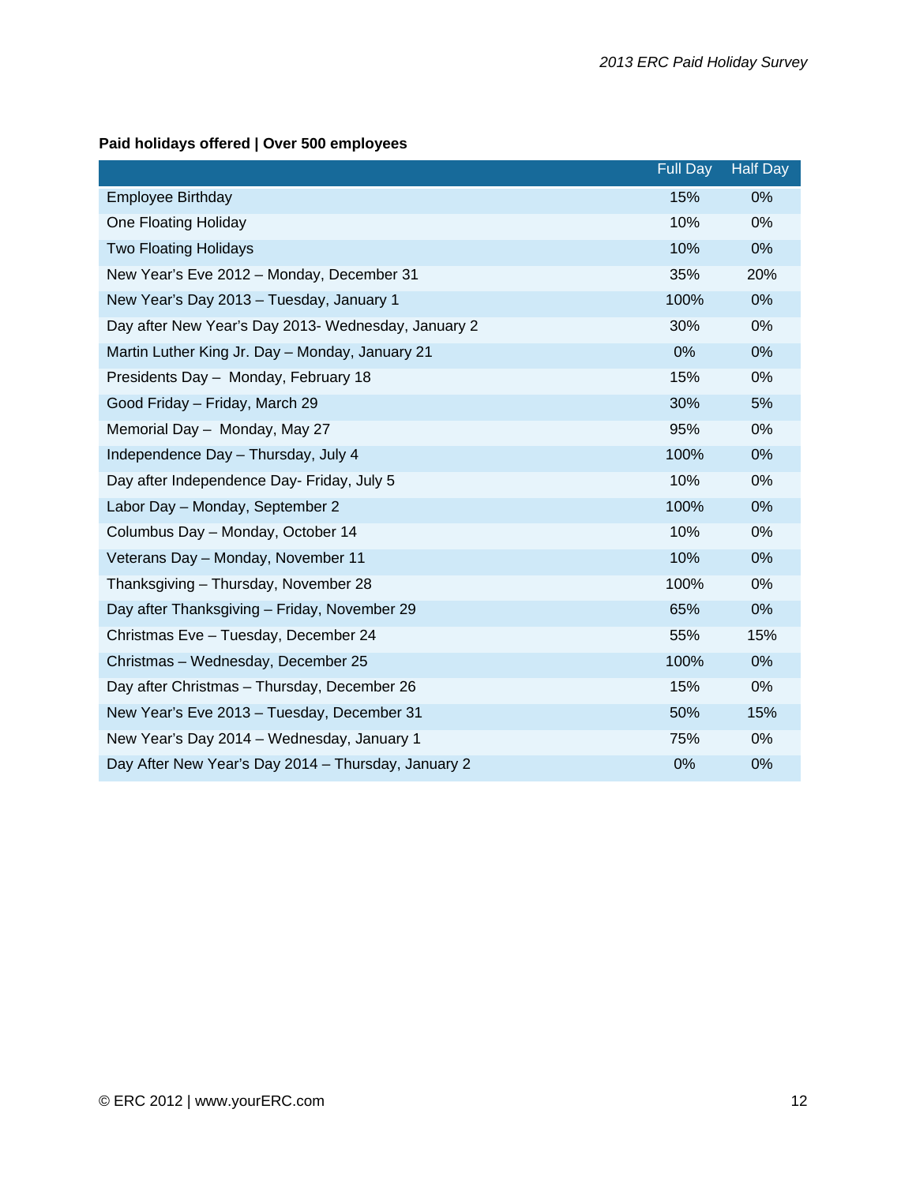**Paid holidays offered | Over 500 employees**

| | Full Day | Half Day |
|---|---|---|
| Employee Birthday | 15% | 0% |
| One Floating Holiday | 10% | 0% |
| Two Floating Holidays | 10% | 0% |
| New Year's Eve 2012 – Monday, December 31 | 35% | 20% |
| New Year's Day 2013 – Tuesday, January 1 | 100% | 0% |
| Day after New Year's Day 2013- Wednesday, January 2 | 30% | 0% |
| Martin Luther King Jr. Day – Monday, January 21 | 0% | 0% |
| Presidents Day – Monday, February 18 | 15% | 0% |
| Good Friday – Friday, March 29 | 30% | 5% |
| Memorial Day – Monday, May 27 | 95% | 0% |
| Independence Day – Thursday, July 4 | 100% | 0% |
| Day after Independence Day- Friday, July 5 | 10% | 0% |
| Labor Day – Monday, September 2 | 100% | 0% |
| Columbus Day – Monday, October 14 | 10% | 0% |
| Veterans Day – Monday, November 11 | 10% | 0% |
| Thanksgiving – Thursday, November 28 | 100% | 0% |
| Day after Thanksgiving – Friday, November 29 | 65% | 0% |
| Christmas Eve – Tuesday, December 24 | 55% | 15% |
| Christmas – Wednesday, December 25 | 100% | 0% |
| Day after Christmas – Thursday, December 26 | 15% | 0% |
| New Year's Eve 2013 – Tuesday, December 31 | 50% | 15% |
| New Year's Day 2014 – Wednesday, January 1 | 75% | 0% |
| Day After New Year's Day 2014 – Thursday, January 2 | 0% | 0% |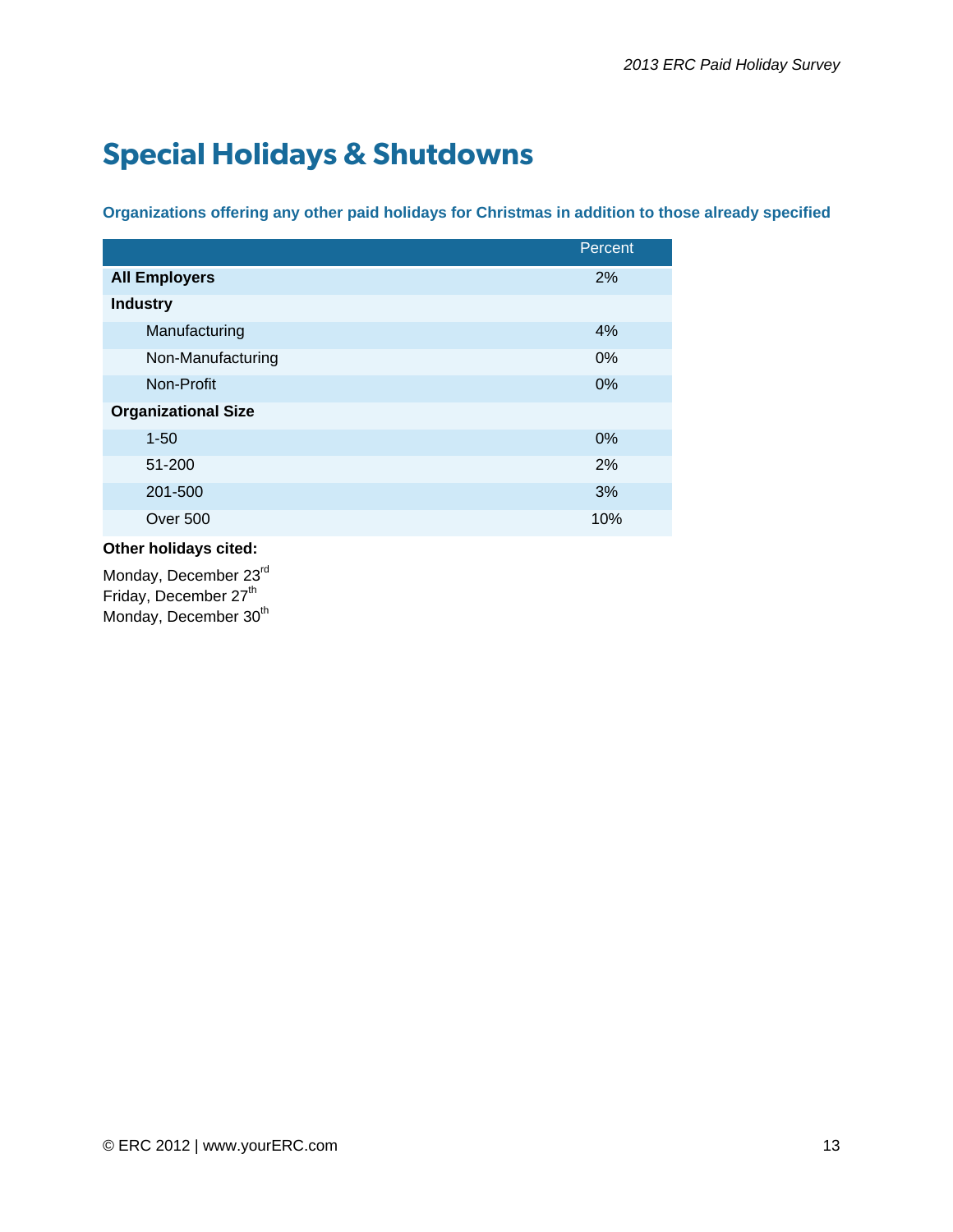# Special Holidays & Shutdowns

**Organizations offering any other paid holidays for Christmas in addition to those already specified**

| | Percent |
|---|---|
| **All Employers** | 2% |
| **Industry** | |
| Manufacturing | 4% |
| Non-Manufacturing | 0% |
| Non-Profit | 0% |
| **Organizational Size** | |
| 1-50 | 0% |
| 51-200 | 2% |
| 201-500 | 3% |
| Over 500 | 10% |

**Other holidays cited:**

Monday, December 23rd
Friday, December 27th
Monday, December 30th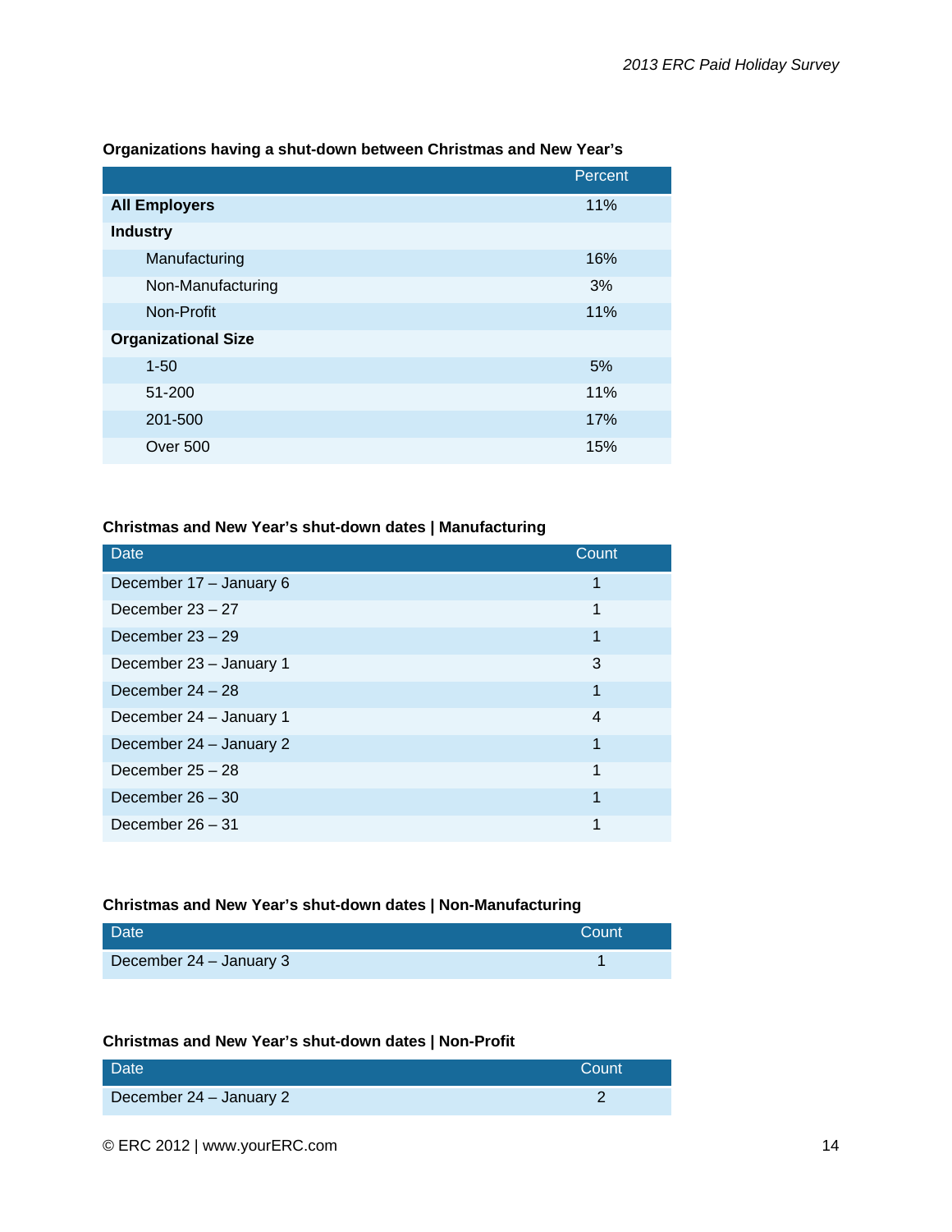**Organizations having a shut-down between Christmas and New Year's**

| | Percent |
|---|---|
| **All Employers** | 11% |
| **Industry** | |
| Manufacturing | 16% |
| Non-Manufacturing | 3% |
| Non-Profit | 11% |
| **Organizational Size** | |
| 1-50 | 5% |
| 51-200 | 11% |
| 201-500 | 17% |
| Over 500 | 15% |

**Christmas and New Year's shut-down dates | Manufacturing**

| Date | Count |
|---|---|
| December 17 – January 6 | 1 |
| December 23 – 27 | 1 |
| December 23 – 29 | 1 |
| December 23 – January 1 | 3 |
| December 24 – 28 | 1 |
| December 24 – January 1 | 4 |
| December 24 – January 2 | 1 |
| December 25 – 28 | 1 |
| December 26 – 30 | 1 |
| December 26 – 31 | 1 |

**Christmas and New Year's shut-down dates | Non-Manufacturing**

| Date | Count |
|---|---|
| December 24 – January 3 | 1 |

**Christmas and New Year's shut-down dates | Non-Profit**

| Date | Count |
|---|---|
| December 24 – January 2 | 2 |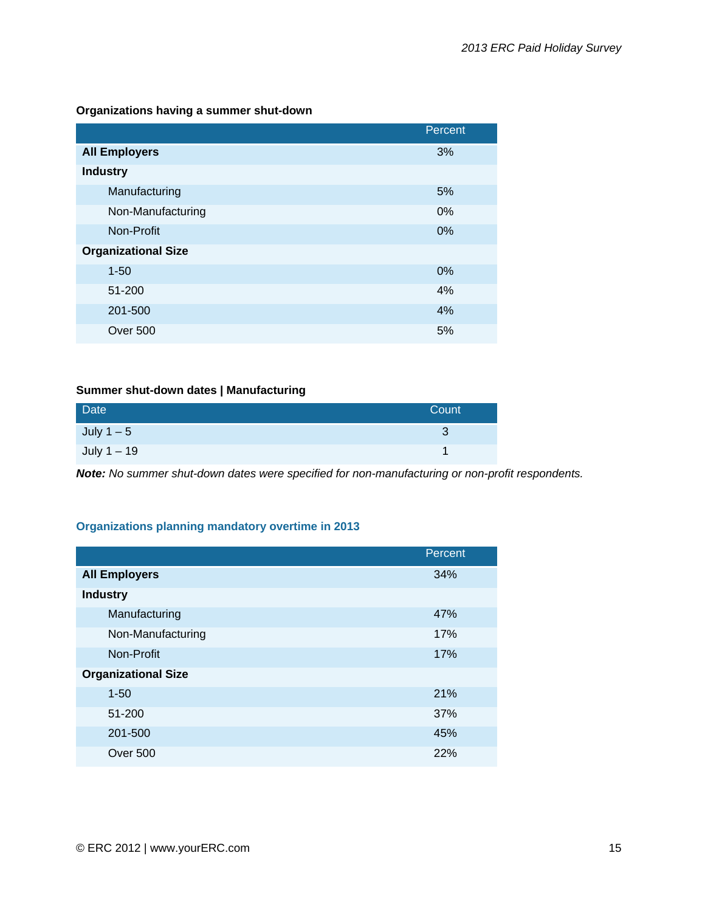**Organizations having a summer shut-down**

| | Percent |
|---|---|
| **All Employers** | 3% |
| **Industry** | |
| Manufacturing | 5% |
| Non-Manufacturing | 0% |
| Non-Profit | 0% |
| **Organizational Size** | |
| 1-50 | 0% |
| 51-200 | 4% |
| 201-500 | 4% |
| Over 500 | 5% |

**Summer shut-down dates | Manufacturing**

| Date | Count |
|---|---|
| July 1 – 5 | 3 |
| July 1 – 19 | 1 |

***Note:*** *No summer shut-down dates were specified for non-manufacturing or non-profit respondents.*

**Organizations planning mandatory overtime in 2013**

| | Percent |
|---|---|
| **All Employers** | 34% |
| **Industry** | |
| Manufacturing | 47% |
| Non-Manufacturing | 17% |
| Non-Profit | 17% |
| **Organizational Size** | |
| 1-50 | 21% |
| 51-200 | 37% |
| 201-500 | 45% |
| Over 500 | 22% |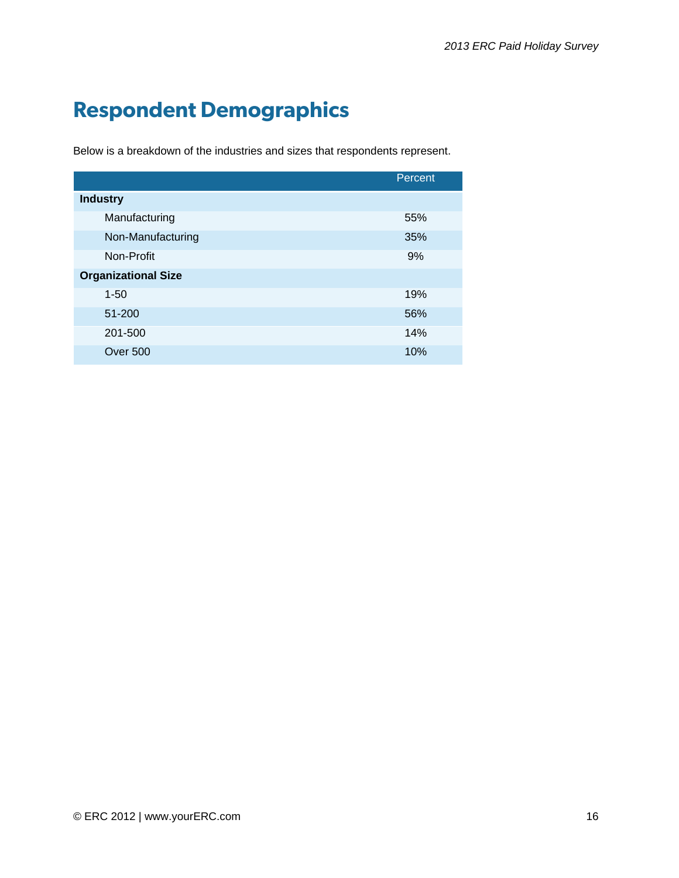# Respondent Demographics

Below is a breakdown of the industries and sizes that respondents represent.

| | Percent |
|---|---|
| **Industry** | |
| Manufacturing | 55% |
| Non-Manufacturing | 35% |
| Non-Profit | 9% |
| **Organizational Size** | |
| 1-50 | 19% |
| 51-200 | 56% |
| 201-500 | 14% |
| Over 500 | 10% |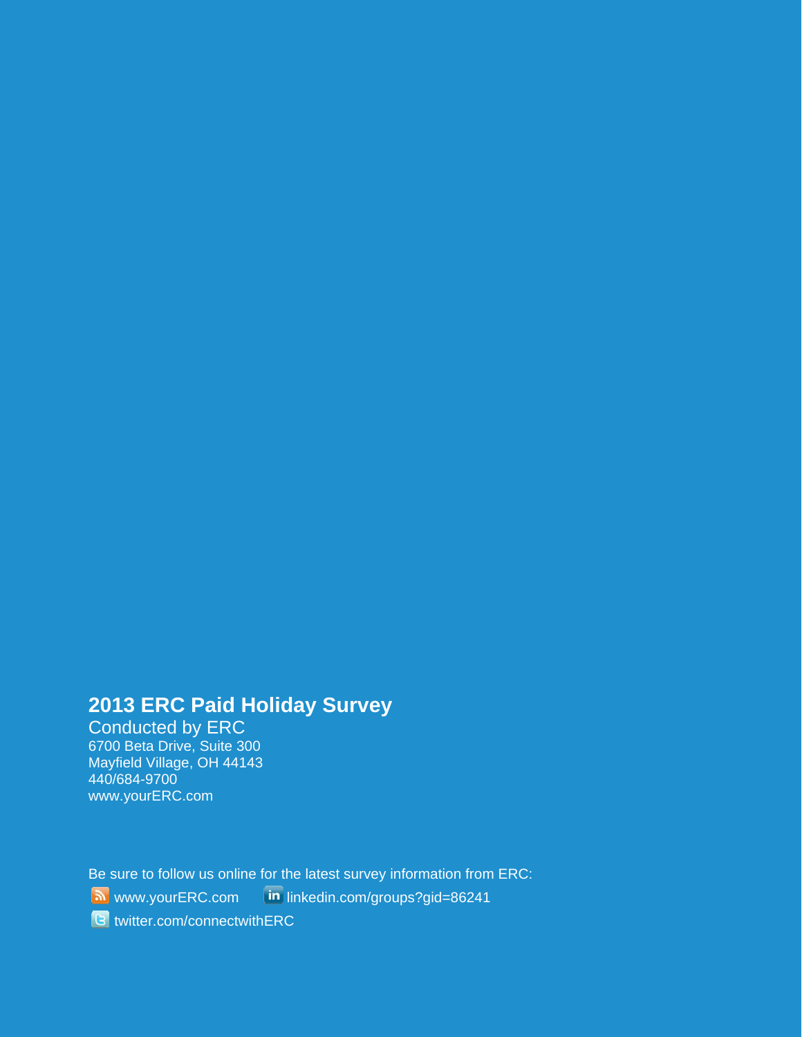**2013 ERC Paid Holiday Survey**

Conducted by ERC
6700 Beta Drive, Suite 300
Mayfield Village, OH 44143
440/684-9700
www.yourERC.com

Be sure to follow us online for the latest survey information from ERC:

www.yourERC.com linkedin.com/groups?gid=86241

twitter.com/connectwithERC